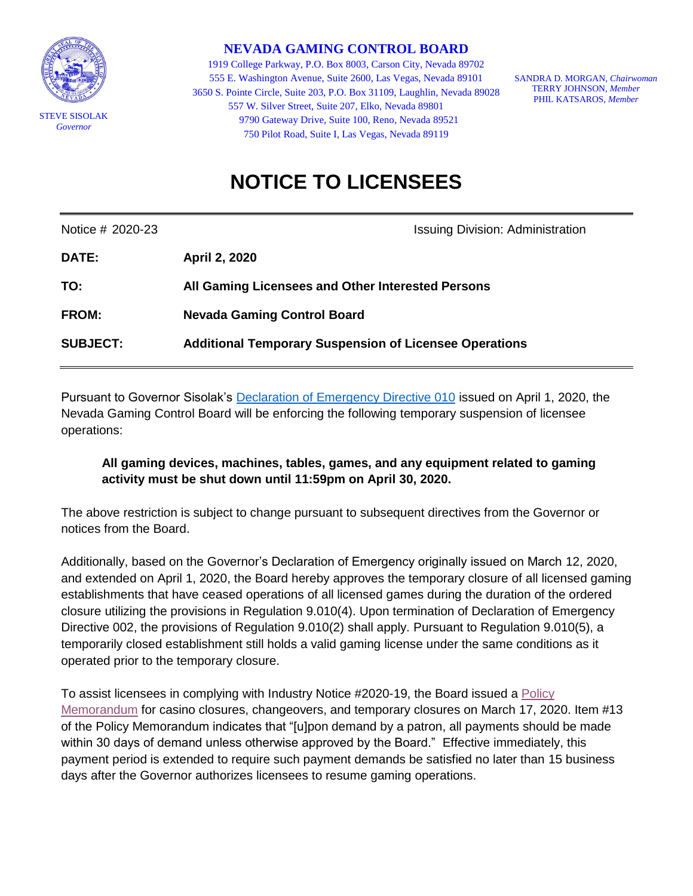# NEVADA GAMING CONTROL BOARD

1919 College Parkway, P.O. Box 8003, Carson City, Nevada 89702
555 E. Washington Avenue, Suite 2600, Las Vegas, Nevada 89101
3650 S. Pointe Circle, Suite 203, P.O. Box 31109, Laughlin, Nevada 89028
557 W. Silver Street, Suite 207, Elko, Nevada 89801
9790 Gateway Drive, Suite 100, Reno, Nevada 89521
750 Pilot Road, Suite I, Las Vegas, Nevada 89119

STEVE SISOLAK
*Governor*

SANDRA D. MORGAN, *Chairwoman*
TERRY JOHNSON, *Member*
PHIL KATSAROS, *Member*

# NOTICE TO LICENSEES

Notice # 2020-23 — Issuing Division: Administration

**DATE:** **April 2, 2020**

**TO:** **All Gaming Licensees and Other Interested Persons**

**FROM:** **Nevada Gaming Control Board**

**SUBJECT:** **Additional Temporary Suspension of Licensee Operations**

---

Pursuant to Governor Sisolak's Declaration of Emergency Directive 010 issued on April 1, 2020, the Nevada Gaming Control Board will be enforcing the following temporary suspension of licensee operations:

> **All gaming devices, machines, tables, games, and any equipment related to gaming activity must be shut down until 11:59pm on April 30, 2020.**

The above restriction is subject to change pursuant to subsequent directives from the Governor or notices from the Board.

Additionally, based on the Governor's Declaration of Emergency originally issued on March 12, 2020, and extended on April 1, 2020, the Board hereby approves the temporary closure of all licensed gaming establishments that have ceased operations of all licensed games during the duration of the ordered closure utilizing the provisions in Regulation 9.010(4). Upon termination of Declaration of Emergency Directive 002, the provisions of Regulation 9.010(2) shall apply. Pursuant to Regulation 9.010(5), a temporarily closed establishment still holds a valid gaming license under the same conditions as it operated prior to the temporary closure.

To assist licensees in complying with Industry Notice #2020-19, the Board issued a Policy Memorandum for casino closures, changeovers, and temporary closures on March 17, 2020. Item #13 of the Policy Memorandum indicates that "[u]pon demand by a patron, all payments should be made within 30 days of demand unless otherwise approved by the Board." Effective immediately, this payment period is extended to require such payment demands be satisfied no later than 15 business days after the Governor authorizes licensees to resume gaming operations.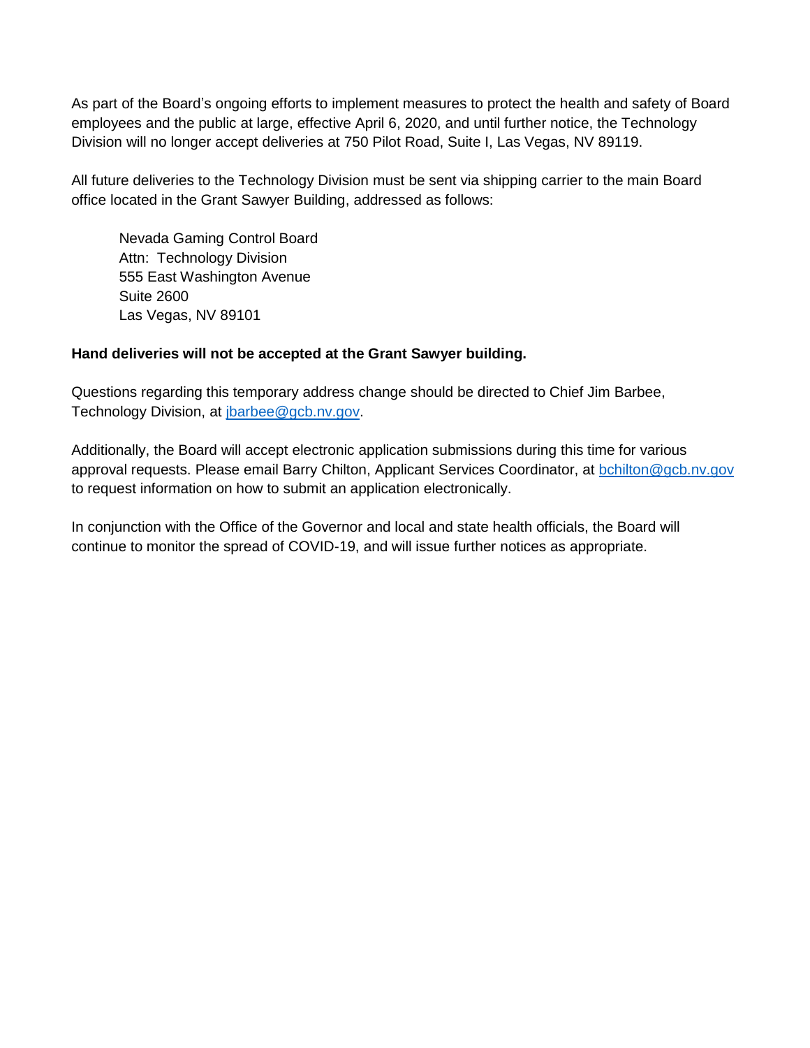As part of the Board's ongoing efforts to implement measures to protect the health and safety of Board employees and the public at large, effective April 6, 2020, and until further notice, the Technology Division will no longer accept deliveries at 750 Pilot Road, Suite I, Las Vegas, NV 89119.

All future deliveries to the Technology Division must be sent via shipping carrier to the main Board office located in the Grant Sawyer Building, addressed as follows:

> Nevada Gaming Control Board
> Attn: Technology Division
> 555 East Washington Avenue
> Suite 2600
> Las Vegas, NV 89101

**Hand deliveries will not be accepted at the Grant Sawyer building.**

Questions regarding this temporary address change should be directed to Chief Jim Barbee, Technology Division, at jbarbee@gcb.nv.gov.

Additionally, the Board will accept electronic application submissions during this time for various approval requests. Please email Barry Chilton, Applicant Services Coordinator, at bchilton@gcb.nv.gov to request information on how to submit an application electronically.

In conjunction with the Office of the Governor and local and state health officials, the Board will continue to monitor the spread of COVID-19, and will issue further notices as appropriate.